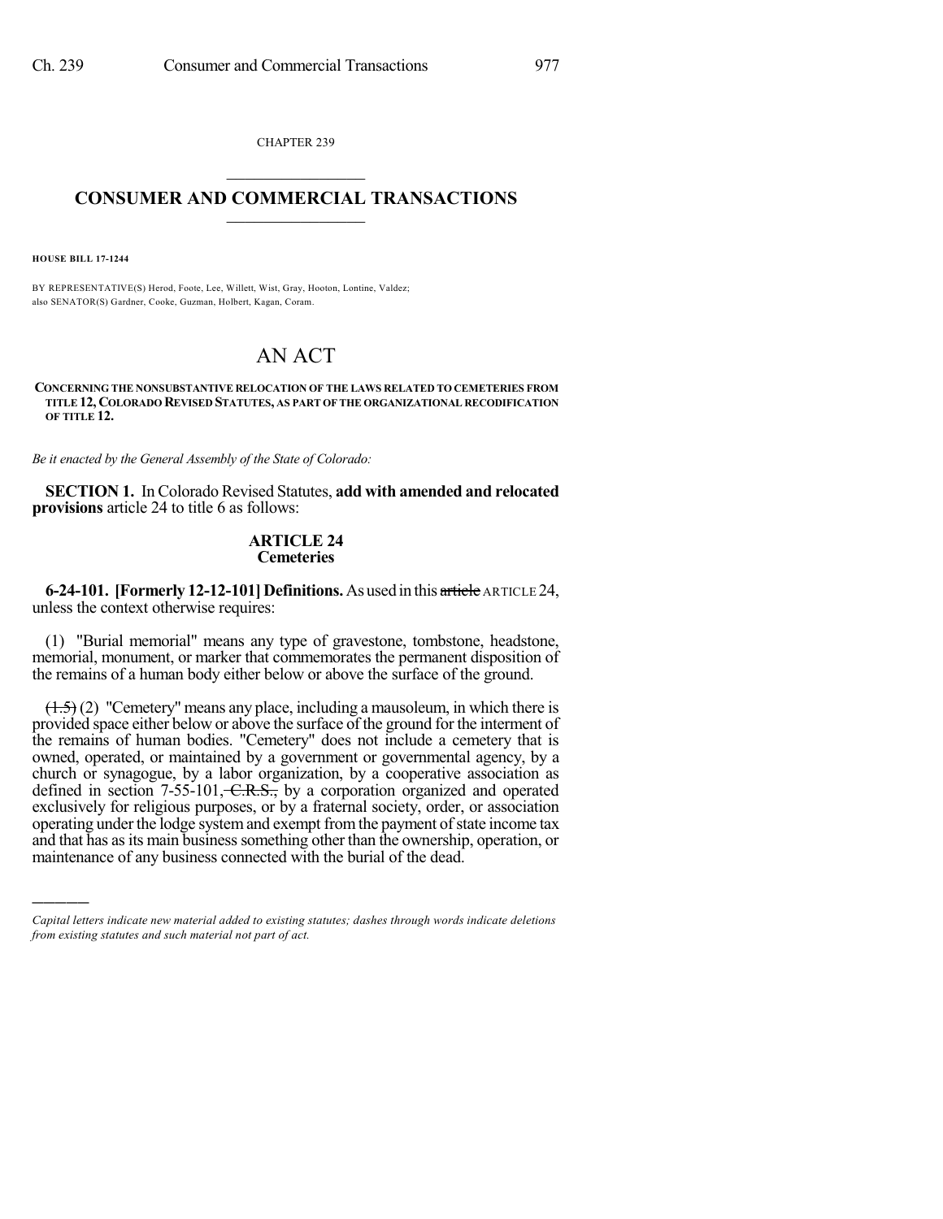CHAPTER 239

## CONSUMER AND COMMERCIAL TRANSACTIONS

**HOUSE BILL 17-1244**

BY REPRESENTATIVE(S) Herod, Foote, Lee, Willett, Wist, Gray, Hooton, Lontine, Valdez; also SENATOR(S) Gardner, Cooke, Guzman, Holbert, Kagan, Coram.

# AN ACT

**CONCERNING THE NONSUBSTANTIVE RELOCATION OF THE LAWS RELATED TO CEMETERIES FROM TITLE 12, COLORADO REVISED STATUTES, AS PART OF THE ORGANIZATIONAL RECODIFICATION OF TITLE 12.**

*Be it enacted by the General Assembly of the State of Colorado:*

**SECTION 1.** In Colorado Revised Statutes, **add with amended and relocated provisions** article 24 to title 6 as follows:

## ARTICLE 24
## Cemeteries

**6-24-101. [Formerly 12-12-101] Definitions.** As used in this ~~article~~ ARTICLE 24, unless the context otherwise requires:

(1) "Burial memorial" means any type of gravestone, tombstone, headstone, memorial, monument, or marker that commemorates the permanent disposition of the remains of a human body either below or above the surface of the ground.

~~(1.5)~~ (2) "Cemetery" means any place, including a mausoleum, in which there is provided space either below or above the surface of the ground for the interment of the remains of human bodies. "Cemetery" does not include a cemetery that is owned, operated, or maintained by a government or governmental agency, by a church or synagogue, by a labor organization, by a cooperative association as defined in section 7-55-101, ~~C.R.S.,~~ by a corporation organized and operated exclusively for religious purposes, or by a fraternal society, order, or association operating under the lodge system and exempt from the payment of state income tax and that has as its main business something other than the ownership, operation, or maintenance of any business connected with the burial of the dead.

*Capital letters indicate new material added to existing statutes; dashes through words indicate deletions from existing statutes and such material not part of act.*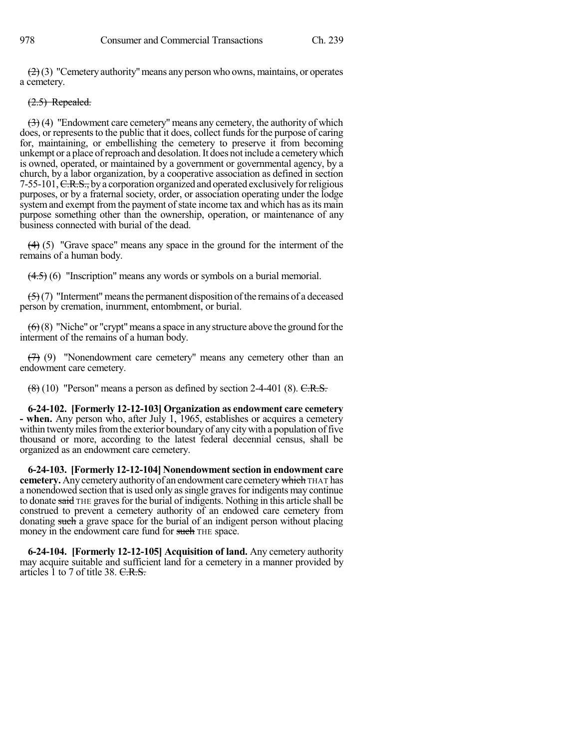~~(2)~~ (3) "Cemetery authority" means any person who owns, maintains, or operates a cemetery.

~~(2.5) Repealed.~~

~~(3)~~ (4) "Endowment care cemetery" means any cemetery, the authority of which does, or represents to the public that it does, collect funds for the purpose of caring for, maintaining, or embellishing the cemetery to preserve it from becoming unkempt or a place of reproach and desolation. It does not include a cemetery which is owned, operated, or maintained by a government or governmental agency, by a church, by a labor organization, by a cooperative association as defined in section 7-55-101, ~~C.R.S.,~~ by a corporation organized and operated exclusively for religious purposes, or by a fraternal society, order, or association operating under the lodge system and exempt from the payment of state income tax and which has as its main purpose something other than the ownership, operation, or maintenance of any business connected with burial of the dead.

~~(4)~~ (5) "Grave space" means any space in the ground for the interment of the remains of a human body.

~~(4.5)~~ (6) "Inscription" means any words or symbols on a burial memorial.

~~(5)~~ (7) "Interment" means the permanent disposition of the remains of a deceased person by cremation, inurnment, entombment, or burial.

~~(6)~~ (8) "Niche" or "crypt" means a space in any structure above the ground for the interment of the remains of a human body.

~~(7)~~ (9) "Nonendowment care cemetery" means any cemetery other than an endowment care cemetery.

~~(8)~~ (10) "Person" means a person as defined by section 2-4-401 (8). ~~C.R.S.~~

**6-24-102. [Formerly 12-12-103] Organization as endowment care cemetery - when.** Any person who, after July 1, 1965, establishes or acquires a cemetery within twenty miles from the exterior boundary of any city with a population of five thousand or more, according to the latest federal decennial census, shall be organized as an endowment care cemetery.

**6-24-103. [Formerly 12-12-104] Nonendowment section in endowment care cemetery.** Any cemetery authority of an endowment care cemetery ~~which~~ THAT has a nonendowed section that is used only as single graves for indigents may continue to donate ~~said~~ THE graves for the burial of indigents. Nothing in this article shall be construed to prevent a cemetery authority of an endowed care cemetery from donating ~~such~~ a grave space for the burial of an indigent person without placing money in the endowment care fund for ~~such~~ THE space.

**6-24-104. [Formerly 12-12-105] Acquisition of land.** Any cemetery authority may acquire suitable and sufficient land for a cemetery in a manner provided by articles 1 to 7 of title 38. ~~C.R.S.~~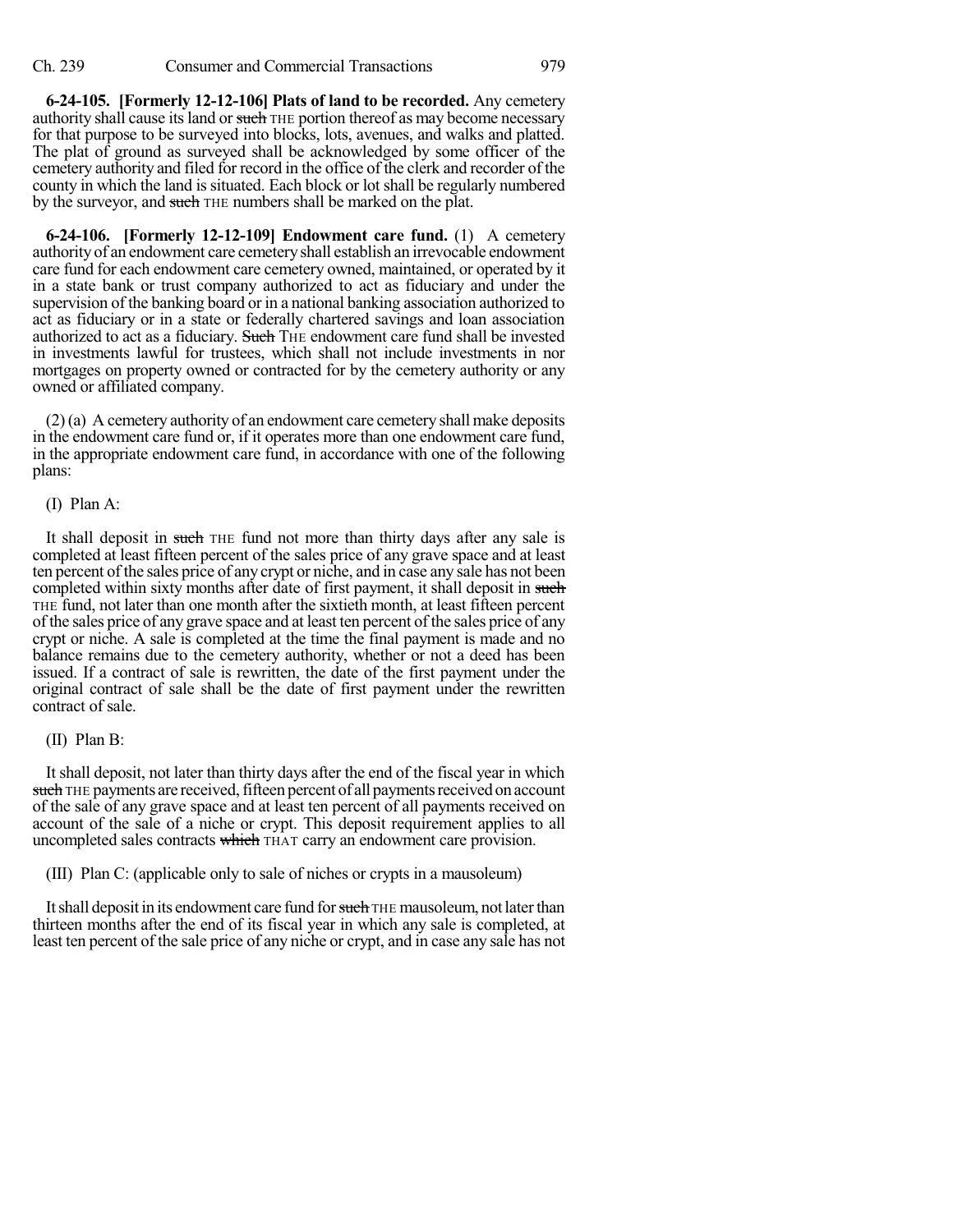**6-24-105. [Formerly 12-12-106] Plats of land to be recorded.** Any cemetery authority shall cause its land or ~~such~~ THE portion thereof as may become necessary for that purpose to be surveyed into blocks, lots, avenues, and walks and platted. The plat of ground as surveyed shall be acknowledged by some officer of the cemetery authority and filed for record in the office of the clerk and recorder of the county in which the land is situated. Each block or lot shall be regularly numbered by the surveyor, and ~~such~~ THE numbers shall be marked on the plat.

**6-24-106. [Formerly 12-12-109] Endowment care fund.** (1) A cemetery authority of an endowment care cemetery shall establish an irrevocable endowment care fund for each endowment care cemetery owned, maintained, or operated by it in a state bank or trust company authorized to act as fiduciary and under the supervision of the banking board or in a national banking association authorized to act as fiduciary or in a state or federally chartered savings and loan association authorized to act as a fiduciary. ~~Such~~ THE endowment care fund shall be invested in investments lawful for trustees, which shall not include investments in nor mortgages on property owned or contracted for by the cemetery authority or any owned or affiliated company.

(2) (a) A cemetery authority of an endowment care cemetery shall make deposits in the endowment care fund or, if it operates more than one endowment care fund, in the appropriate endowment care fund, in accordance with one of the following plans:

(I) Plan A:

It shall deposit in ~~such~~ THE fund not more than thirty days after any sale is completed at least fifteen percent of the sales price of any grave space and at least ten percent of the sales price of any crypt or niche, and in case any sale has not been completed within sixty months after date of first payment, it shall deposit in ~~such~~ THE fund, not later than one month after the sixtieth month, at least fifteen percent of the sales price of any grave space and at least ten percent of the sales price of any crypt or niche. A sale is completed at the time the final payment is made and no balance remains due to the cemetery authority, whether or not a deed has been issued. If a contract of sale is rewritten, the date of the first payment under the original contract of sale shall be the date of first payment under the rewritten contract of sale.

(II) Plan B:

It shall deposit, not later than thirty days after the end of the fiscal year in which ~~such~~ THE payments are received, fifteen percent of all payments received on account of the sale of any grave space and at least ten percent of all payments received on account of the sale of a niche or crypt. This deposit requirement applies to all uncompleted sales contracts ~~which~~ THAT carry an endowment care provision.

(III) Plan C: (applicable only to sale of niches or crypts in a mausoleum)

It shall deposit in its endowment care fund for ~~such~~ THE mausoleum, not later than thirteen months after the end of its fiscal year in which any sale is completed, at least ten percent of the sale price of any niche or crypt, and in case any sale has not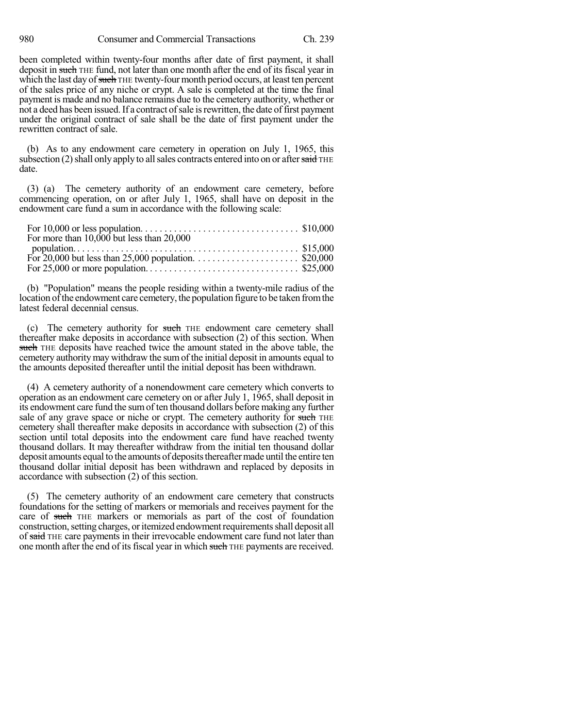been completed within twenty-four months after date of first payment, it shall deposit in ~~such~~ THE fund, not later than one month after the end of its fiscal year in which the last day of ~~such~~ THE twenty-four month period occurs, at least ten percent of the sales price of any niche or crypt. A sale is completed at the time the final payment is made and no balance remains due to the cemetery authority, whether or not a deed has been issued. If a contract of sale is rewritten, the date of first payment under the original contract of sale shall be the date of first payment under the rewritten contract of sale.

(b) As to any endowment care cemetery in operation on July 1, 1965, this subsection (2) shall only apply to all sales contracts entered into on or after ~~said~~ THE date.

(3) (a) The cemetery authority of an endowment care cemetery, before commencing operation, on or after July 1, 1965, shall have on deposit in the endowment care fund a sum in accordance with the following scale:

| | |
|---|---|
| For 10,000 or less population. | $10,000 |
| For more than 10,000 but less than 20,000 population. | $15,000 |
| For 20,000 but less than 25,000 population. | $20,000 |
| For 25,000 or more population. | $25,000 |

(b) "Population" means the people residing within a twenty-mile radius of the location of the endowment care cemetery, the population figure to be taken from the latest federal decennial census.

(c) The cemetery authority for ~~such~~ THE endowment care cemetery shall thereafter make deposits in accordance with subsection (2) of this section. When ~~such~~ THE deposits have reached twice the amount stated in the above table, the cemetery authority may withdraw the sum of the initial deposit in amounts equal to the amounts deposited thereafter until the initial deposit has been withdrawn.

(4) A cemetery authority of a nonendowment care cemetery which converts to operation as an endowment care cemetery on or after July 1, 1965, shall deposit in its endowment care fund the sum of ten thousand dollars before making any further sale of any grave space or niche or crypt. The cemetery authority for ~~such~~ THE cemetery shall thereafter make deposits in accordance with subsection (2) of this section until total deposits into the endowment care fund have reached twenty thousand dollars. It may thereafter withdraw from the initial ten thousand dollar deposit amounts equal to the amounts of deposits thereafter made until the entire ten thousand dollar initial deposit has been withdrawn and replaced by deposits in accordance with subsection (2) of this section.

(5) The cemetery authority of an endowment care cemetery that constructs foundations for the setting of markers or memorials and receives payment for the care of ~~such~~ THE markers or memorials as part of the cost of foundation construction, setting charges, or itemized endowment requirements shall deposit all of ~~said~~ THE care payments in their irrevocable endowment care fund not later than one month after the end of its fiscal year in which ~~such~~ THE payments are received.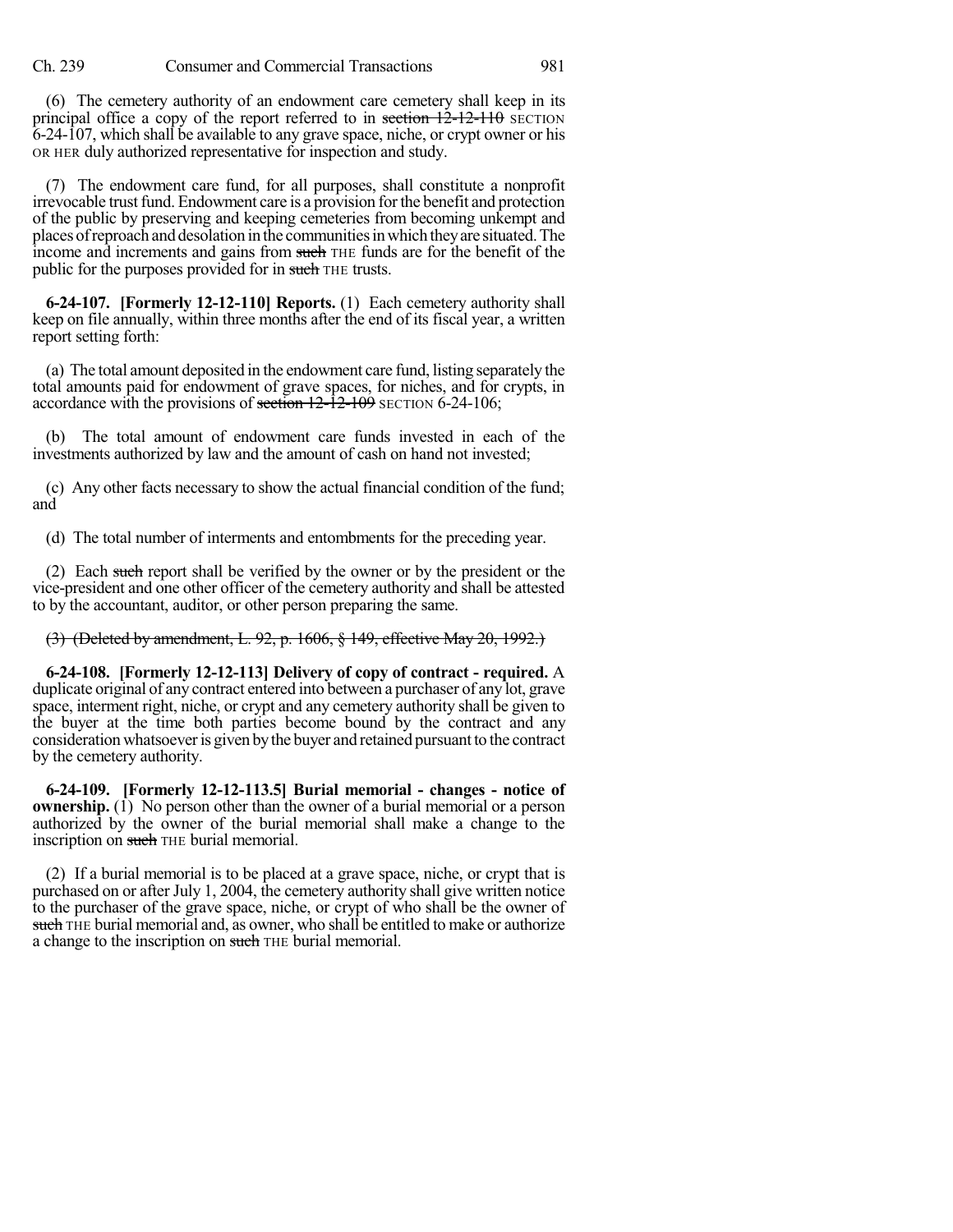(6) The cemetery authority of an endowment care cemetery shall keep in its principal office a copy of the report referred to in ~~section 12-12-110~~ SECTION 6-24-107, which shall be available to any grave space, niche, or crypt owner or his OR HER duly authorized representative for inspection and study.

(7) The endowment care fund, for all purposes, shall constitute a nonprofit irrevocable trust fund. Endowment care is a provision for the benefit and protection of the public by preserving and keeping cemeteries from becoming unkempt and places of reproach and desolation in the communities in which they are situated. The income and increments and gains from ~~such~~ THE funds are for the benefit of the public for the purposes provided for in ~~such~~ THE trusts.

**6-24-107. [Formerly 12-12-110] Reports.** (1) Each cemetery authority shall keep on file annually, within three months after the end of its fiscal year, a written report setting forth:

(a) The total amount deposited in the endowment care fund, listing separately the total amounts paid for endowment of grave spaces, for niches, and for crypts, in accordance with the provisions of ~~section 12-12-109~~ SECTION 6-24-106;

(b) The total amount of endowment care funds invested in each of the investments authorized by law and the amount of cash on hand not invested;

(c) Any other facts necessary to show the actual financial condition of the fund; and

(d) The total number of interments and entombments for the preceding year.

(2) Each ~~such~~ report shall be verified by the owner or by the president or the vice-president and one other officer of the cemetery authority and shall be attested to by the accountant, auditor, or other person preparing the same.

~~(3) (Deleted by amendment, L. 92, p. 1606, § 149, effective May 20, 1992.)~~

**6-24-108. [Formerly 12-12-113] Delivery of copy of contract - required.** A duplicate original of any contract entered into between a purchaser of any lot, grave space, interment right, niche, or crypt and any cemetery authority shall be given to the buyer at the time both parties become bound by the contract and any consideration whatsoever is given by the buyer and retained pursuant to the contract by the cemetery authority.

**6-24-109. [Formerly 12-12-113.5] Burial memorial - changes - notice of ownership.** (1) No person other than the owner of a burial memorial or a person authorized by the owner of the burial memorial shall make a change to the inscription on ~~such~~ THE burial memorial.

(2) If a burial memorial is to be placed at a grave space, niche, or crypt that is purchased on or after July 1, 2004, the cemetery authority shall give written notice to the purchaser of the grave space, niche, or crypt of who shall be the owner of ~~such~~ THE burial memorial and, as owner, who shall be entitled to make or authorize a change to the inscription on ~~such~~ THE burial memorial.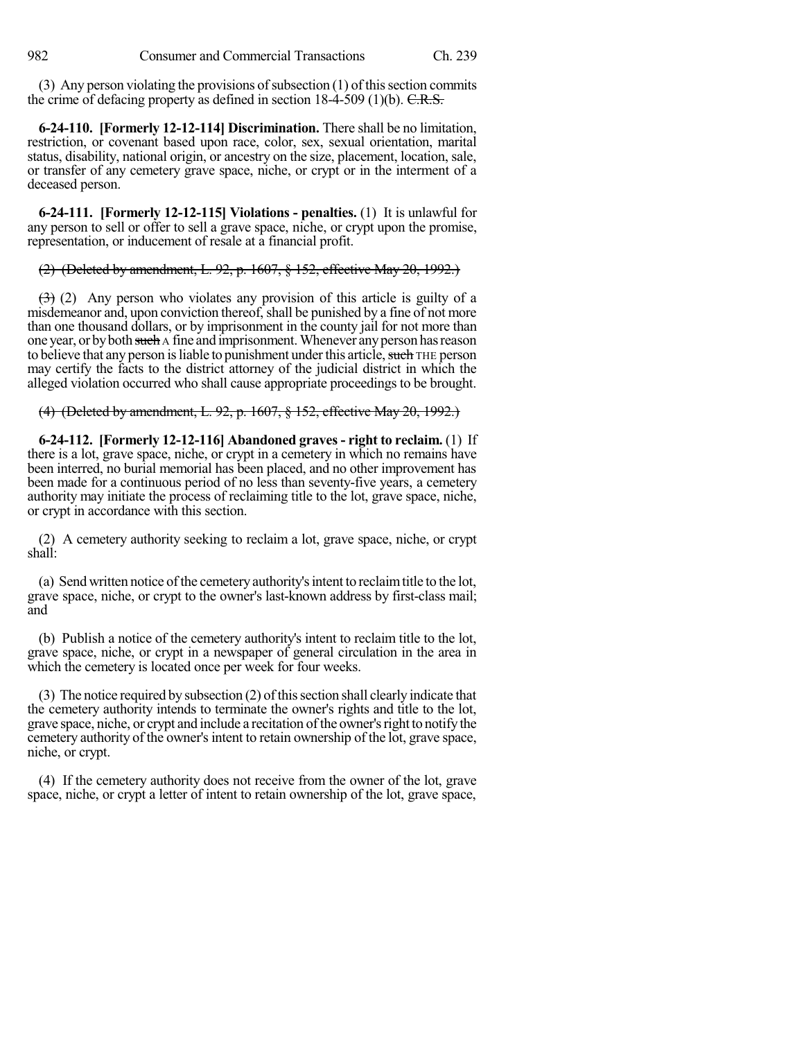(3) Any person violating the provisions of subsection (1) of this section commits the crime of defacing property as defined in section 18-4-509 (1)(b). ~~C.R.S.~~

**6-24-110. [Formerly 12-12-114] Discrimination.** There shall be no limitation, restriction, or covenant based upon race, color, sex, sexual orientation, marital status, disability, national origin, or ancestry on the size, placement, location, sale, or transfer of any cemetery grave space, niche, or crypt or in the interment of a deceased person.

**6-24-111. [Formerly 12-12-115] Violations - penalties.** (1) It is unlawful for any person to sell or offer to sell a grave space, niche, or crypt upon the promise, representation, or inducement of resale at a financial profit.

~~(2) (Deleted by amendment, L. 92, p. 1607, § 152, effective May 20, 1992.)~~

~~(3)~~ (2) Any person who violates any provision of this article is guilty of a misdemeanor and, upon conviction thereof, shall be punished by a fine of not more than one thousand dollars, or by imprisonment in the county jail for not more than one year, or by both ~~such~~ A fine and imprisonment. Whenever any person has reason to believe that any person is liable to punishment under this article, ~~such~~ THE person may certify the facts to the district attorney of the judicial district in which the alleged violation occurred who shall cause appropriate proceedings to be brought.

~~(4) (Deleted by amendment, L. 92, p. 1607, § 152, effective May 20, 1992.)~~

**6-24-112. [Formerly 12-12-116] Abandoned graves - right to reclaim.** (1) If there is a lot, grave space, niche, or crypt in a cemetery in which no remains have been interred, no burial memorial has been placed, and no other improvement has been made for a continuous period of no less than seventy-five years, a cemetery authority may initiate the process of reclaiming title to the lot, grave space, niche, or crypt in accordance with this section.

(2) A cemetery authority seeking to reclaim a lot, grave space, niche, or crypt shall:

(a) Send written notice of the cemetery authority's intent to reclaim title to the lot, grave space, niche, or crypt to the owner's last-known address by first-class mail; and

(b) Publish a notice of the cemetery authority's intent to reclaim title to the lot, grave space, niche, or crypt in a newspaper of general circulation in the area in which the cemetery is located once per week for four weeks.

(3) The notice required by subsection (2) of this section shall clearly indicate that the cemetery authority intends to terminate the owner's rights and title to the lot, grave space, niche, or crypt and include a recitation of the owner's right to notify the cemetery authority of the owner's intent to retain ownership of the lot, grave space, niche, or crypt.

(4) If the cemetery authority does not receive from the owner of the lot, grave space, niche, or crypt a letter of intent to retain ownership of the lot, grave space,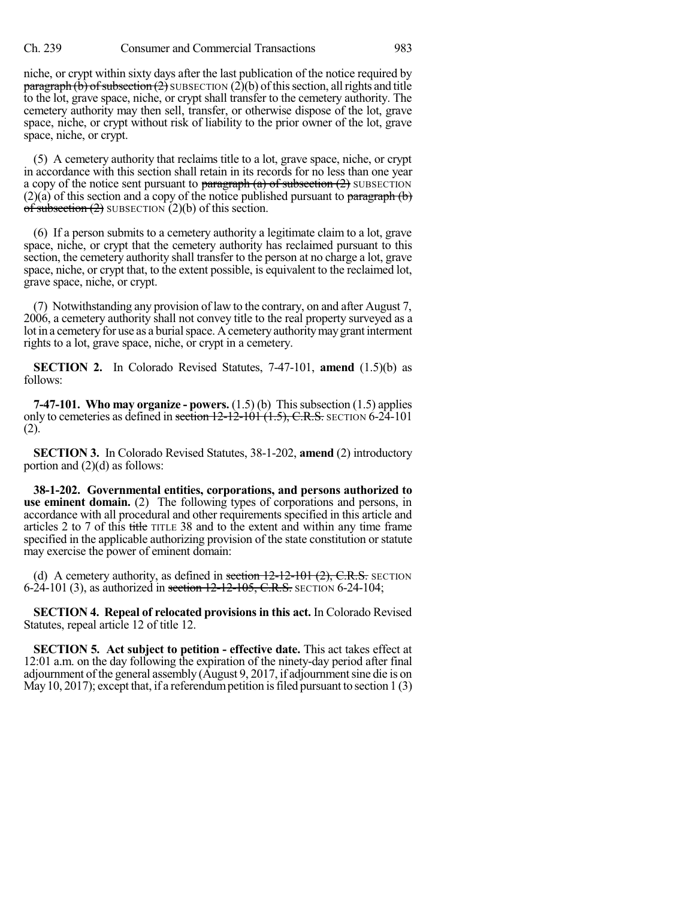niche, or crypt within sixty days after the last publication of the notice required by ~~paragraph (b) of subsection (2)~~ SUBSECTION (2)(b) of this section, all rights and title to the lot, grave space, niche, or crypt shall transfer to the cemetery authority. The cemetery authority may then sell, transfer, or otherwise dispose of the lot, grave space, niche, or crypt without risk of liability to the prior owner of the lot, grave space, niche, or crypt.

(5) A cemetery authority that reclaims title to a lot, grave space, niche, or crypt in accordance with this section shall retain in its records for no less than one year a copy of the notice sent pursuant to ~~paragraph (a) of subsection (2)~~ SUBSECTION (2)(a) of this section and a copy of the notice published pursuant to ~~paragraph (b) of subsection (2)~~ SUBSECTION (2)(b) of this section.

(6) If a person submits to a cemetery authority a legitimate claim to a lot, grave space, niche, or crypt that the cemetery authority has reclaimed pursuant to this section, the cemetery authority shall transfer to the person at no charge a lot, grave space, niche, or crypt that, to the extent possible, is equivalent to the reclaimed lot, grave space, niche, or crypt.

(7) Notwithstanding any provision of law to the contrary, on and after August 7, 2006, a cemetery authority shall not convey title to the real property surveyed as a lot in a cemetery for use as a burial space. A cemetery authority may grant interment rights to a lot, grave space, niche, or crypt in a cemetery.

**SECTION 2.** In Colorado Revised Statutes, 7-47-101, **amend** (1.5)(b) as follows:

**7-47-101. Who may organize - powers.** (1.5) (b) This subsection (1.5) applies only to cemeteries as defined in ~~section 12-12-101 (1.5), C.R.S.~~ SECTION 6-24-101 (2).

**SECTION 3.** In Colorado Revised Statutes, 38-1-202, **amend** (2) introductory portion and (2)(d) as follows:

**38-1-202. Governmental entities, corporations, and persons authorized to use eminent domain.** (2) The following types of corporations and persons, in accordance with all procedural and other requirements specified in this article and articles 2 to 7 of this ~~title~~ TITLE 38 and to the extent and within any time frame specified in the applicable authorizing provision of the state constitution or statute may exercise the power of eminent domain:

(d) A cemetery authority, as defined in ~~section 12-12-101 (2), C.R.S.~~ SECTION 6-24-101 (3), as authorized in ~~section 12-12-105, C.R.S.~~ SECTION 6-24-104;

**SECTION 4. Repeal of relocated provisions in this act.** In Colorado Revised Statutes, repeal article 12 of title 12.

**SECTION 5. Act subject to petition - effective date.** This act takes effect at 12:01 a.m. on the day following the expiration of the ninety-day period after final adjournment of the general assembly (August 9, 2017, if adjournment sine die is on May 10, 2017); except that, if a referendum petition is filed pursuant to section 1 (3)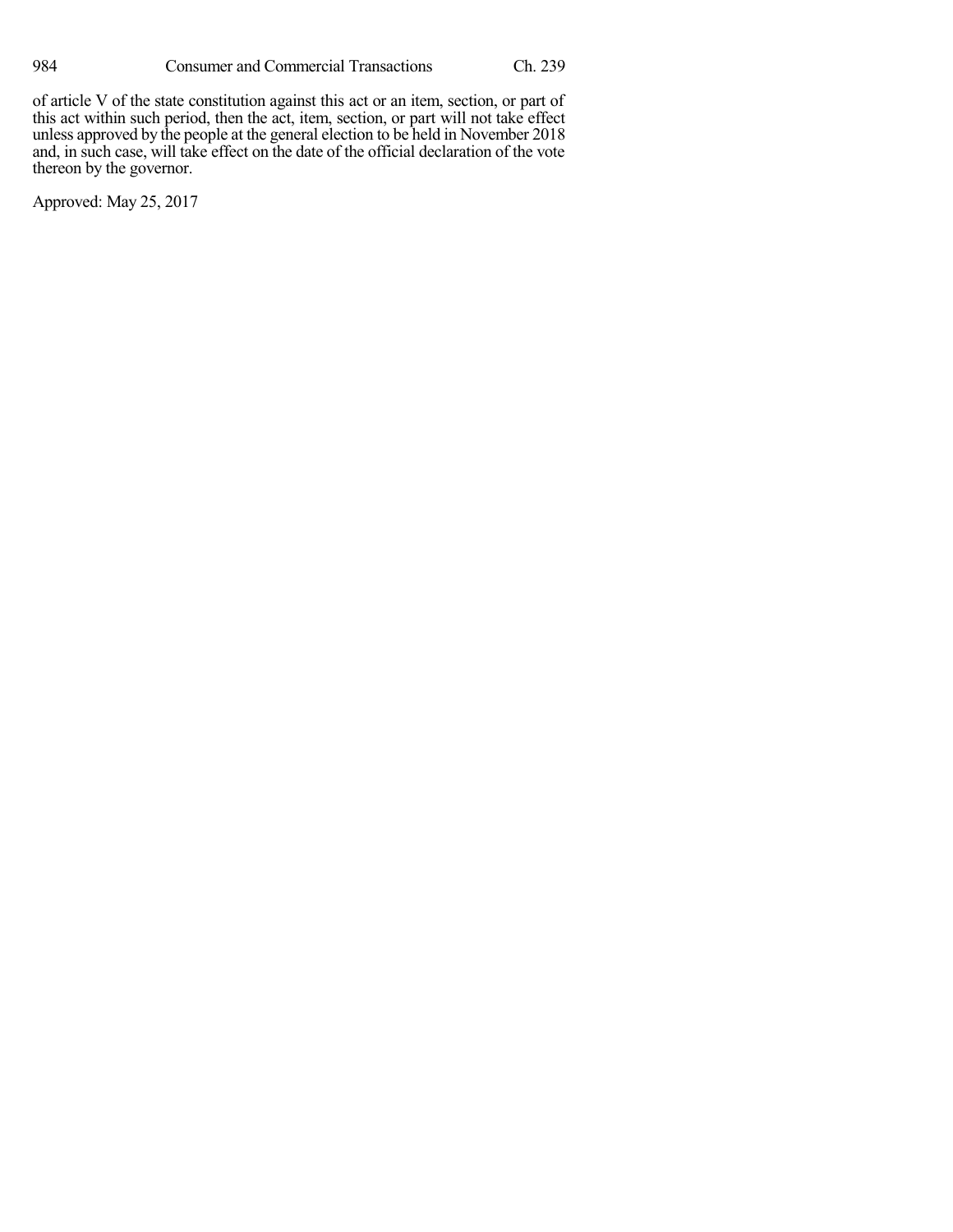of article V of the state constitution against this act or an item, section, or part of this act within such period, then the act, item, section, or part will not take effect unless approved by the people at the general election to be held in November 2018 and, in such case, will take effect on the date of the official declaration of the vote thereon by the governor.

Approved: May 25, 2017